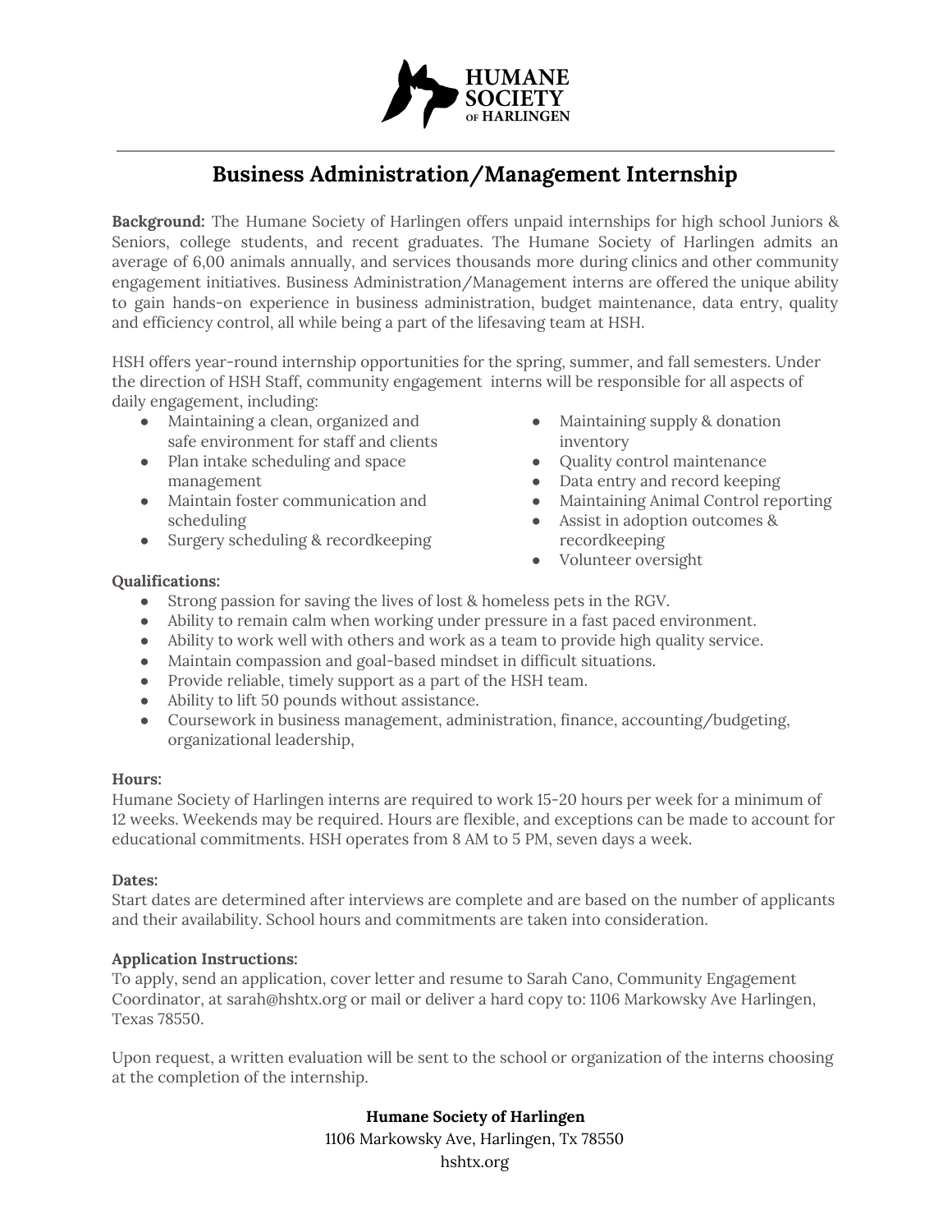HUMANE SOCIETY OF HARLINGEN

# Business Administration/Management Internship

**Background:** The Humane Society of Harlingen offers unpaid internships for high school Juniors & Seniors, college students, and recent graduates. The Humane Society of Harlingen admits an average of 6,00 animals annually, and services thousands more during clinics and other community engagement initiatives. Business Administration/Management interns are offered the unique ability to gain hands-on experience in business administration, budget maintenance, data entry, quality and efficiency control, all while being a part of the lifesaving team at HSH.

HSH offers year-round internship opportunities for the spring, summer, and fall semesters. Under the direction of HSH Staff, community engagement interns will be responsible for all aspects of daily engagement, including:

- Maintaining a clean, organized and safe environment for staff and clients
- Plan intake scheduling and space management
- Maintain foster communication and scheduling
- Surgery scheduling & recordkeeping
- Maintaining supply & donation inventory
- Quality control maintenance
- Data entry and record keeping
- Maintaining Animal Control reporting
- Assist in adoption outcomes & recordkeeping
- Volunteer oversight

**Qualifications:**

- Strong passion for saving the lives of lost & homeless pets in the RGV.
- Ability to remain calm when working under pressure in a fast paced environment.
- Ability to work well with others and work as a team to provide high quality service.
- Maintain compassion and goal-based mindset in difficult situations.
- Provide reliable, timely support as a part of the HSH team.
- Ability to lift 50 pounds without assistance.
- Coursework in business management, administration, finance, accounting/budgeting, organizational leadership,

**Hours:**

Humane Society of Harlingen interns are required to work 15-20 hours per week for a minimum of 12 weeks. Weekends may be required. Hours are flexible, and exceptions can be made to account for educational commitments. HSH operates from 8 AM to 5 PM, seven days a week.

**Dates:**

Start dates are determined after interviews are complete and are based on the number of applicants and their availability. School hours and commitments are taken into consideration.

**Application Instructions:**

To apply, send an application, cover letter and resume to Sarah Cano, Community Engagement Coordinator, at sarah@hshtx.org or mail or deliver a hard copy to: 1106 Markowsky Ave Harlingen, Texas 78550.

Upon request, a written evaluation will be sent to the school or organization of the interns choosing at the completion of the internship.

**Humane Society of Harlingen**
1106 Markowsky Ave, Harlingen, Tx 78550
hshtx.org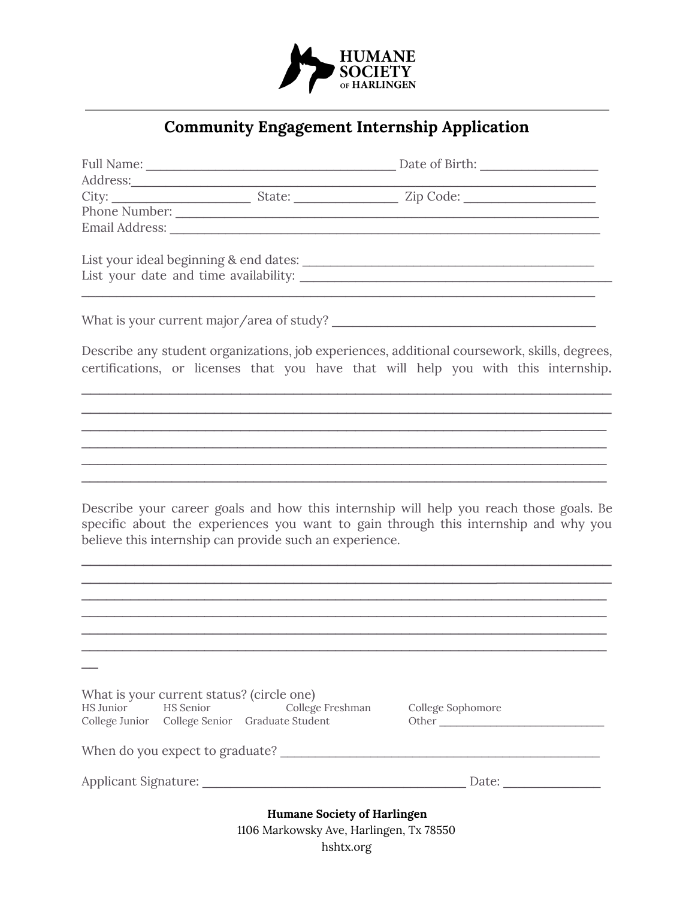HUMANE SOCIETY OF HARLINGEN

# Community Engagement Internship Application

Full Name: ______________________________ Date of Birth: ______________
Address: ______________________________________________
City: ________________ State: ____________ Zip Code: _______________
Phone Number: ________________________________________
Email Address: ________________________________________

List your ideal beginning & end dates: ______________________________
List your date and time availability: ______________________________
______________________________________________________

What is your current major/area of study? ____________________________

Describe any student organizations, job experiences, additional coursework, skills, degrees, certifications, or licenses that you have that will help you with this internship.

______________________________________________________
______________________________________________________
______________________________________________________
______________________________________________________
______________________________________________________
______________________________________________________

Describe your career goals and how this internship will help you reach those goals. Be specific about the experiences you want to gain through this internship and why you believe this internship can provide such an experience.

______________________________________________________
______________________________________________________
______________________________________________________
______________________________________________________
______________________________________________________
______________________________________________________
__

What is your current status? (circle one)

HS Junior    HS Senior    College Freshman    College Sophomore
College Junior    College Senior    Graduate Student    Other ____________________

When do you expect to graduate? ___________________________________

Applicant Signature: ______________________________ Date: ___________

**Humane Society of Harlingen**
1106 Markowsky Ave, Harlingen, Tx 78550
hshtx.org